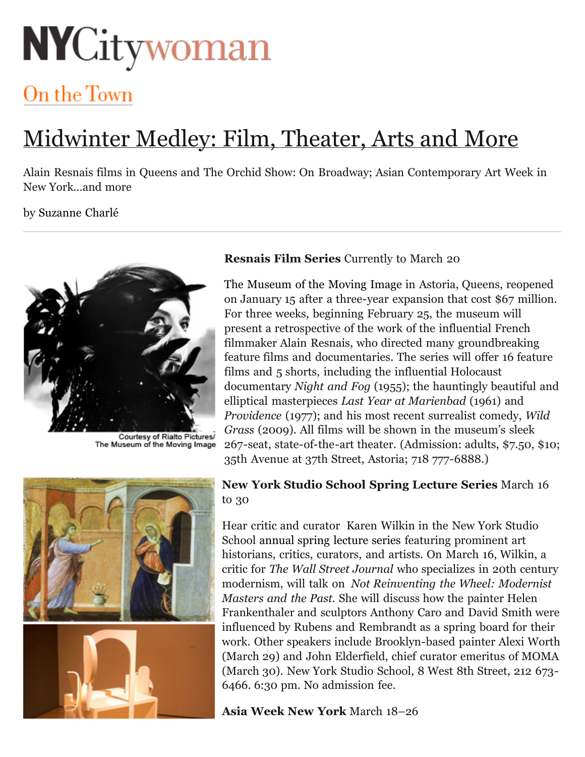# NYCitywoman

## On the Town

# Midwinter Medley: Film, Theater, Arts and More

Alain Resnais films in Queens and The Orchid Show: On Broadway; Asian Contemporary Art Week in New York...and more

by Suzanne Charlé

---

Courtesy of Rialto Pictures/ The Museum of the Moving Image

**Resnais Film Series** Currently to March 20

The Museum of the Moving Image in Astoria, Queens, reopened on January 15 after a three-year expansion that cost $67 million. For three weeks, beginning February 25, the museum will present a retrospective of the work of the influential French filmmaker Alain Resnais, who directed many groundbreaking feature films and documentaries. The series will offer 16 feature films and 5 shorts, including the influential Holocaust documentary *Night and Fog* (1955); the hauntingly beautiful and elliptical masterpieces *Last Year at Marienbad* (1961) and *Providence* (1977); and his most recent surrealist comedy, *Wild Grass* (2009). All films will be shown in the museum's sleek 267-seat, state-of-the-art theater. (Admission: adults, $7.50, $10; 35th Avenue at 37th Street, Astoria; 718 777-6888.)

**New York Studio School Spring Lecture Series** March 16 to 30

Hear critic and curator Karen Wilkin in the New York Studio School annual spring lecture series featuring prominent art historians, critics, curators, and artists. On March 16, Wilkin, a critic for *The Wall Street Journal* who specializes in 20th century modernism, will talk on *Not Reinventing the Wheel: Modernist Masters and the Past*. She will discuss how the painter Helen Frankenthaler and sculptors Anthony Caro and David Smith were influenced by Rubens and Rembrandt as a spring board for their work. Other speakers include Brooklyn-based painter Alexi Worth (March 29) and John Elderfield, chief curator emeritus of MOMA (March 30). New York Studio School, 8 West 8th Street, 212 673-6466. 6:30 pm. No admission fee.

**Asia Week New York** March 18–26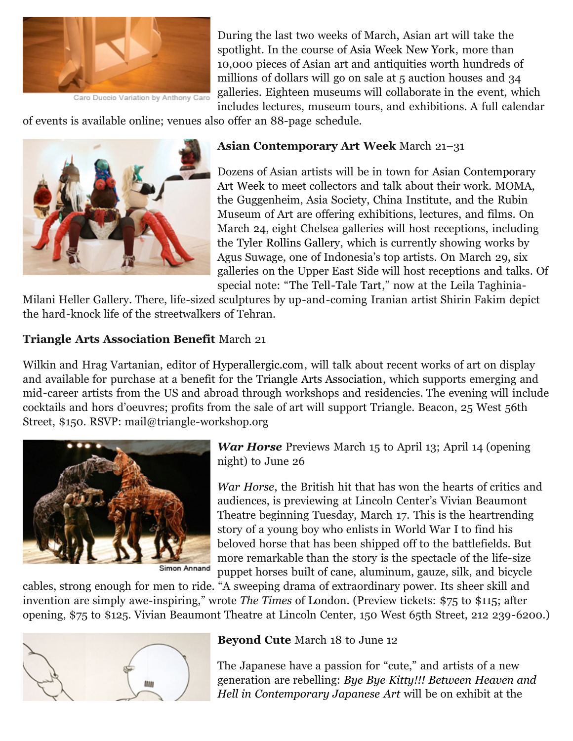Caro Duccio Variation by Anthony Caro

During the last two weeks of March, Asian art will take the spotlight. In the course of Asia Week New York, more than 10,000 pieces of Asian art and antiquities worth hundreds of millions of dollars will go on sale at 5 auction houses and 34 galleries. Eighteen museums will collaborate in the event, which includes lectures, museum tours, and exhibitions. A full calendar of events is available online; venues also offer an 88-page schedule.

**Asian Contemporary Art Week** March 21–31

Dozens of Asian artists will be in town for Asian Contemporary Art Week to meet collectors and talk about their work. MOMA, the Guggenheim, Asia Society, China Institute, and the Rubin Museum of Art are offering exhibitions, lectures, and films. On March 24, eight Chelsea galleries will host receptions, including the Tyler Rollins Gallery, which is currently showing works by Agus Suwage, one of Indonesia's top artists. On March 29, six galleries on the Upper East Side will host receptions and talks. Of special note: "The Tell-Tale Tart," now at the Leila Taghinia-Milani Heller Gallery. There, life-sized sculptures by up-and-coming Iranian artist Shirin Fakim depict the hard-knock life of the streetwalkers of Tehran.

**Triangle Arts Association Benefit** March 21

Wilkin and Hrag Vartanian, editor of Hyperallergic.com, will talk about recent works of art on display and available for purchase at a benefit for the Triangle Arts Association, which supports emerging and mid-career artists from the US and abroad through workshops and residencies. The evening will include cocktails and hors d'oeuvres; profits from the sale of art will support Triangle. Beacon, 25 West 56th Street, $150. RSVP: mail@triangle-workshop.org

Simon Annand

***War Horse*** Previews March 15 to April 13; April 14 (opening night) to June 26

*War Horse*, the British hit that has won the hearts of critics and audiences, is previewing at Lincoln Center's Vivian Beaumont Theatre beginning Tuesday, March 17. This is the heartrending story of a young boy who enlists in World War I to find his beloved horse that has been shipped off to the battlefields. But more remarkable than the story is the spectacle of the life-size puppet horses built of cane, aluminum, gauze, silk, and bicycle cables, strong enough for men to ride. "A sweeping drama of extraordinary power. Its sheer skill and invention are simply awe-inspiring," wrote *The Times* of London. (Preview tickets: $75 to $115; after opening, $75 to $125. Vivian Beaumont Theatre at Lincoln Center, 150 West 65th Street, 212 239-6200.)

**Beyond Cute** March 18 to June 12

The Japanese have a passion for "cute," and artists of a new generation are rebelling: *Bye Bye Kitty!!! Between Heaven and Hell in Contemporary Japanese Art* will be on exhibit at the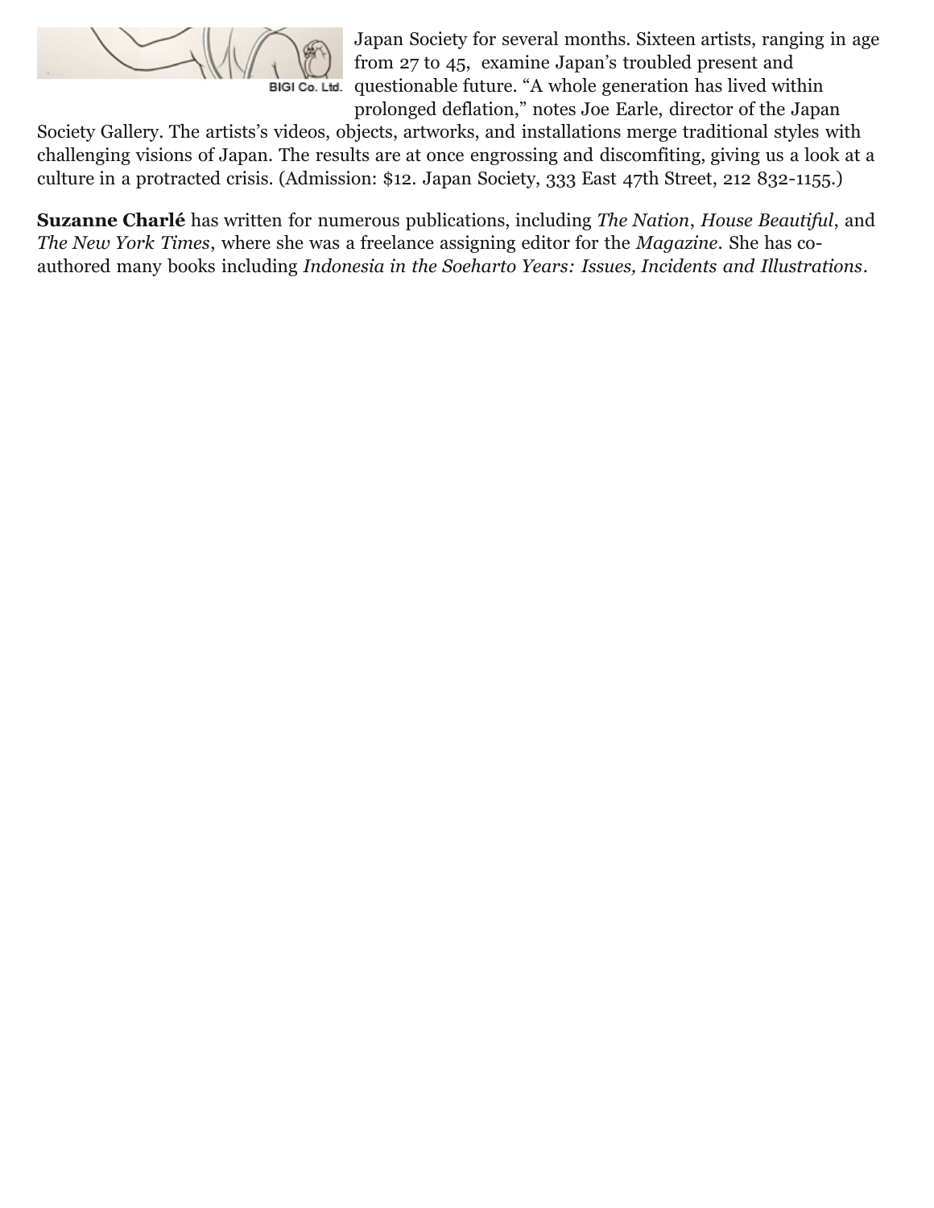BIGI Co. Ltd.

Japan Society for several months. Sixteen artists, ranging in age from 27 to 45, examine Japan's troubled present and questionable future. "A whole generation has lived within prolonged deflation," notes Joe Earle, director of the Japan Society Gallery. The artists's videos, objects, artworks, and installations merge traditional styles with challenging visions of Japan. The results are at once engrossing and discomfiting, giving us a look at a culture in a protracted crisis. (Admission: $12. Japan Society, 333 East 47th Street, 212 832-1155.)

**Suzanne Charlé** has written for numerous publications, including *The Nation*, *House Beautiful*, and *The New York Times*, where she was a freelance assigning editor for the *Magazine*. She has co-authored many books including *Indonesia in the Soeharto Years: Issues, Incidents and Illustrations*.